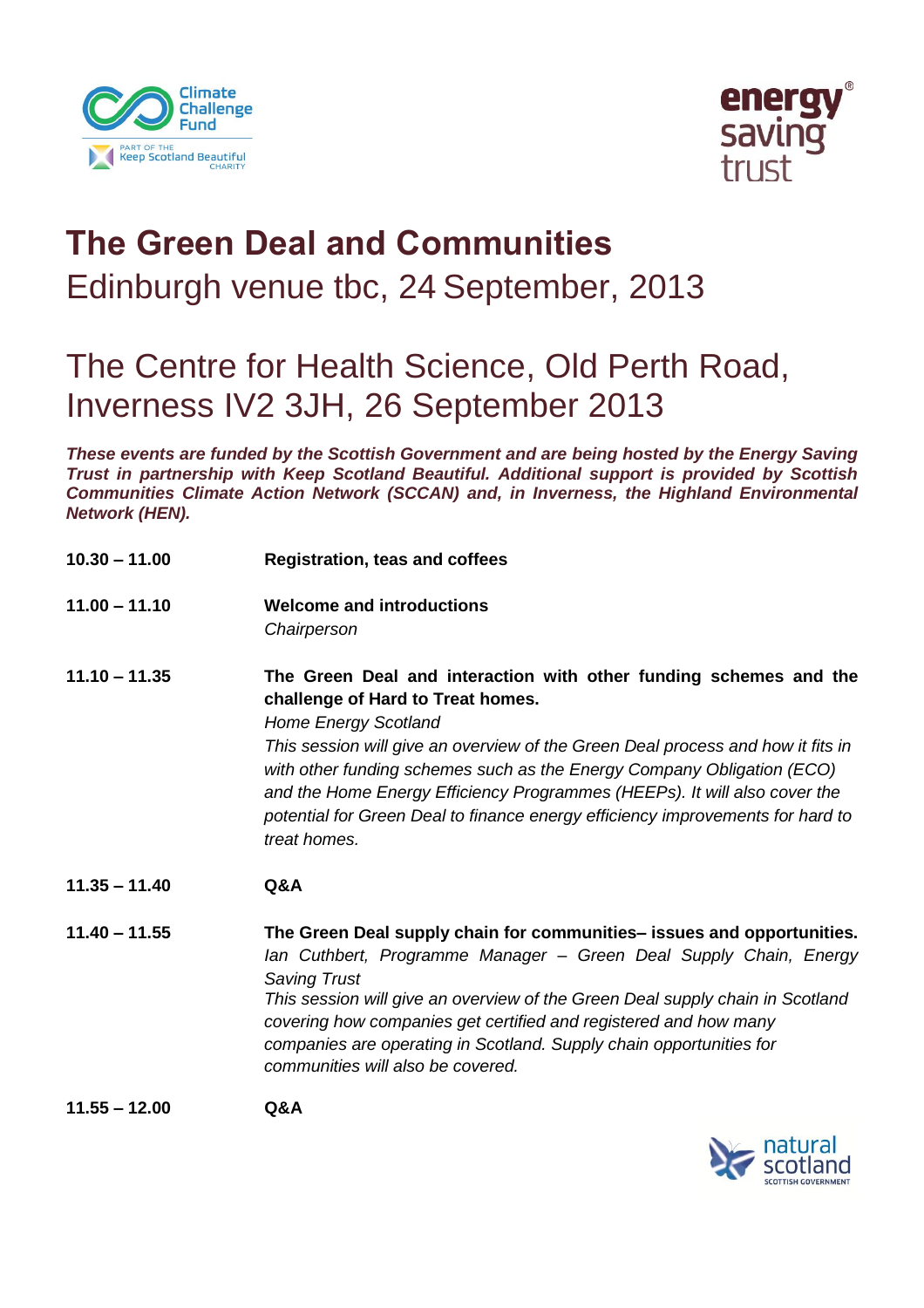# The Green Deal and Communities

## Edinburgh venue tbc, 24 September, 2013

## The Centre for Health Science, Old Perth Road, Inverness IV2 3JH, 26 September 2013

***These events are funded by the Scottish Government and are being hosted by the Energy Saving Trust in partnership with Keep Scotland Beautiful. Additional support is provided by Scottish Communities Climate Action Network (SCCAN) and, in Inverness, the Highland Environmental Network (HEN).***

**10.30 – 11.00** **Registration, teas and coffees**

**11.00 – 11.10** **Welcome and introductions**
*Chairperson*

**11.10 – 11.35** **The Green Deal and interaction with other funding schemes and the challenge of Hard to Treat homes.**
*Home Energy Scotland*
*This session will give an overview of the Green Deal process and how it fits in with other funding schemes such as the Energy Company Obligation (ECO) and the Home Energy Efficiency Programmes (HEEPs). It will also cover the potential for Green Deal to finance energy efficiency improvements for hard to treat homes.*

**11.35 – 11.40** **Q&A**

**11.40 – 11.55** **The Green Deal supply chain for communities– issues and opportunities.**
*Ian Cuthbert, Programme Manager – Green Deal Supply Chain, Energy Saving Trust*
*This session will give an overview of the Green Deal supply chain in Scotland covering how companies get certified and registered and how many companies are operating in Scotland. Supply chain opportunities for communities will also be covered.*

**11.55 – 12.00** **Q&A**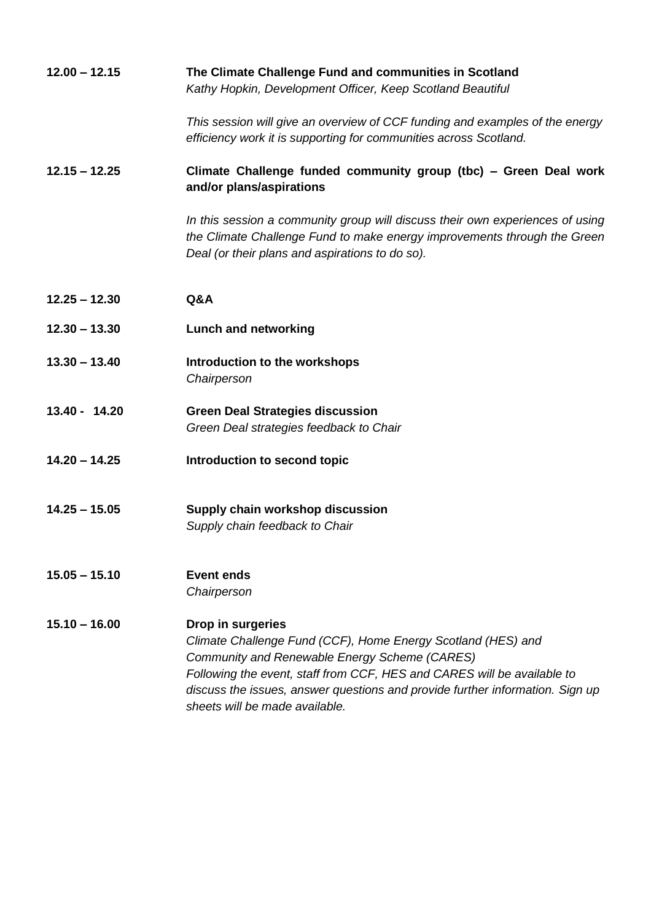| | |
|---|---|
| **12.00 – 12.15** | **The Climate Challenge Fund and communities in Scotland**<br>*Kathy Hopkin, Development Officer, Keep Scotland Beautiful*<br><br>*This session will give an overview of CCF funding and examples of the energy efficiency work it is supporting for communities across Scotland.* |
| **12.15 – 12.25** | **Climate Challenge funded community group (tbc) – Green Deal work and/or plans/aspirations**<br><br>*In this session a community group will discuss their own experiences of using the Climate Challenge Fund to make energy improvements through the Green Deal (or their plans and aspirations to do so).* |
| **12.25 – 12.30** | **Q&A** |
| **12.30 – 13.30** | **Lunch and networking** |
| **13.30 – 13.40** | **Introduction to the workshops**<br>*Chairperson* |
| **13.40 - 14.20** | **Green Deal Strategies discussion**<br>*Green Deal strategies feedback to Chair* |
| **14.20 – 14.25** | **Introduction to second topic** |
| **14.25 – 15.05** | **Supply chain workshop discussion**<br>*Supply chain feedback to Chair* |
| **15.05 – 15.10** | **Event ends**<br>*Chairperson* |
| **15.10 – 16.00** | **Drop in surgeries**<br>*Climate Challenge Fund (CCF), Home Energy Scotland (HES) and Community and Renewable Energy Scheme (CARES)*<br>*Following the event, staff from CCF, HES and CARES will be available to discuss the issues, answer questions and provide further information. Sign up sheets will be made available.* |